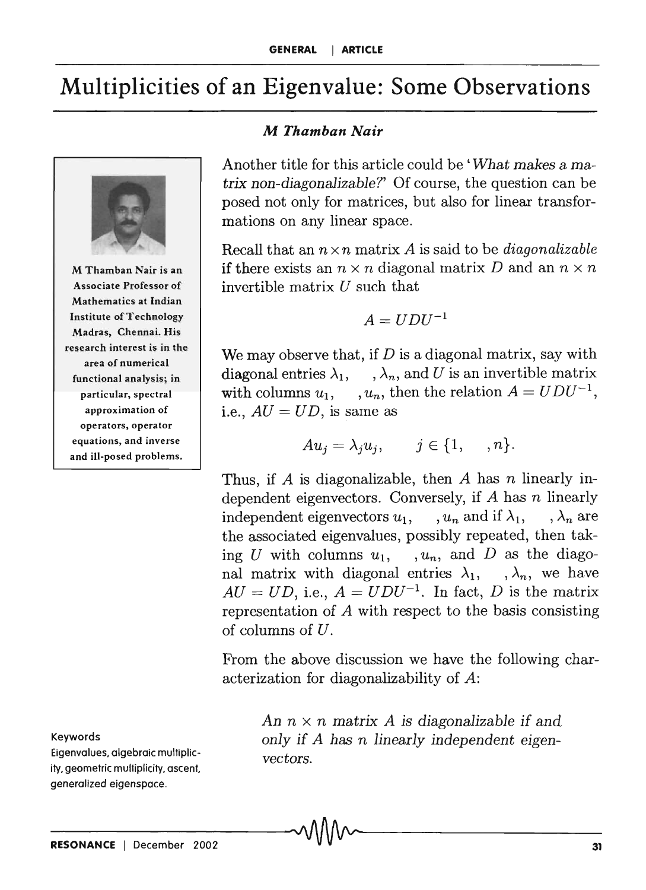# Multiplicities of an Eigenvalue: Some Observations

***M Thamban Nair***

M Thamban Nair is an Associate Professor of Mathematics at Indian Institute of Technology Madras, Chennai. His research interest is in the area of numerical functional analysis; in particular, spectral approximation of operators, operator equations, and inverse and ill-posed problems.

Another title for this article could be '*What makes a matrix non-diagonalizable?*' Of course, the question can be posed not only for matrices, but also for linear transformations on any linear space.

Recall that an $n \times n$ matrix $A$ is said to be *diagonalizable* if there exists an $n \times n$ diagonal matrix $D$ and an $n \times n$ invertible matrix $U$ such that

$$A = UDU^{-1}$$

We may observe that, if $D$ is a diagonal matrix, say with diagonal entries $\lambda_1, \ldots, \lambda_n$, and $U$ is an invertible matrix with columns $u_1, \ldots, u_n$, then the relation $A = UDU^{-1}$, i.e., $AU = UD$, is same as

$$Au_j = \lambda_j u_j, \qquad j \in \{1, \ldots, n\}.$$

Thus, if $A$ is diagonalizable, then $A$ has $n$ linearly independent eigenvectors. Conversely, if $A$ has $n$ linearly independent eigenvectors $u_1, \ldots, u_n$ and if $\lambda_1, \ldots, \lambda_n$ are the associated eigenvalues, possibly repeated, then taking $U$ with columns $u_1, \ldots, u_n$, and $D$ as the diagonal matrix with diagonal entries $\lambda_1, \ldots, \lambda_n$, we have $AU = UD$, i.e., $A = UDU^{-1}$. In fact, $D$ is the matrix representation of $A$ with respect to the basis consisting of columns of $U$.

From the above discussion we have the following characterization for diagonalizability of $A$:

> *An $n \times n$ matrix $A$ is diagonalizable if and only if $A$ has $n$ linearly independent eigenvectors.*

**Keywords**

Eigenvalues, algebraic multiplicity, geometric multiplicity, ascent, generalized eigenspace.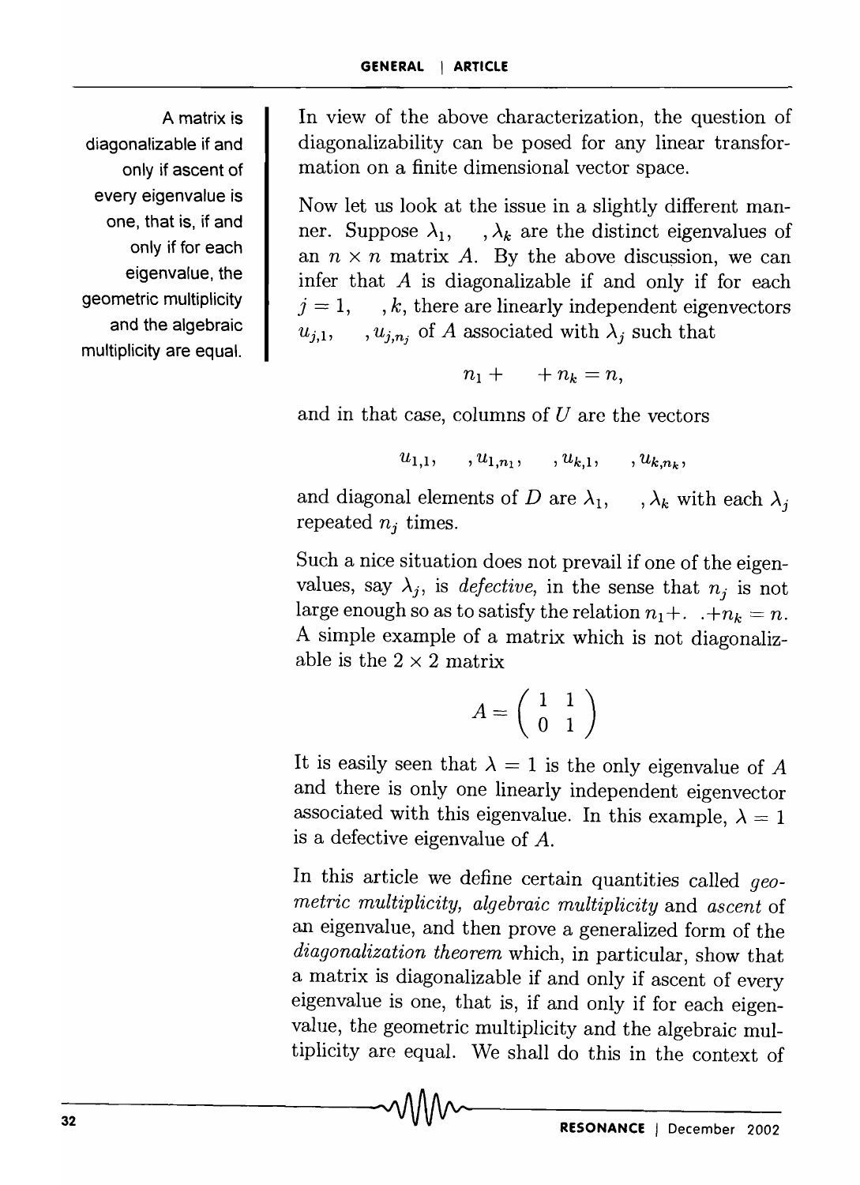A matrix is diagonalizable if and only if ascent of every eigenvalue is one, that is, if and only if for each eigenvalue, the geometric multiplicity and the algebraic multiplicity are equal.

In view of the above characterization, the question of diagonalizability can be posed for any linear transformation on a finite dimensional vector space.

Now let us look at the issue in a slightly different manner. Suppose $\lambda_1, \quad, \lambda_k$ are the distinct eigenvalues of an $n \times n$ matrix $A$. By the above discussion, we can infer that $A$ is diagonalizable if and only if for each $j = 1, \quad, k$, there are linearly independent eigenvectors $u_{j,1}, \quad, u_{j,n_j}$ of $A$ associated with $\lambda_j$ such that

$$n_1 + \quad + n_k = n,$$

and in that case, columns of $U$ are the vectors

$$u_{1,1}, \quad, u_{1,n_1}, \quad, u_{k,1}, \quad, u_{k,n_k},$$

and diagonal elements of $D$ are $\lambda_1, \quad, \lambda_k$ with each $\lambda_j$ repeated $n_j$ times.

Such a nice situation does not prevail if one of the eigenvalues, say $\lambda_j$, is *defective*, in the sense that $n_j$ is not large enough so as to satisfy the relation $n_1 + . \; . + n_k = n$. A simple example of a matrix which is not diagonalizable is the $2 \times 2$ matrix

$$A = \begin{pmatrix} 1 & 1 \\ 0 & 1 \end{pmatrix}$$

It is easily seen that $\lambda = 1$ is the only eigenvalue of $A$ and there is only one linearly independent eigenvector associated with this eigenvalue. In this example, $\lambda = 1$ is a defective eigenvalue of $A$.

In this article we define certain quantities called *geometric multiplicity, algebraic multiplicity* and *ascent* of an eigenvalue, and then prove a generalized form of the *diagonalization theorem* which, in particular, show that a matrix is diagonalizable if and only if ascent of every eigenvalue is one, that is, if and only if for each eigenvalue, the geometric multiplicity and the algebraic multiplicity are equal. We shall do this in the context of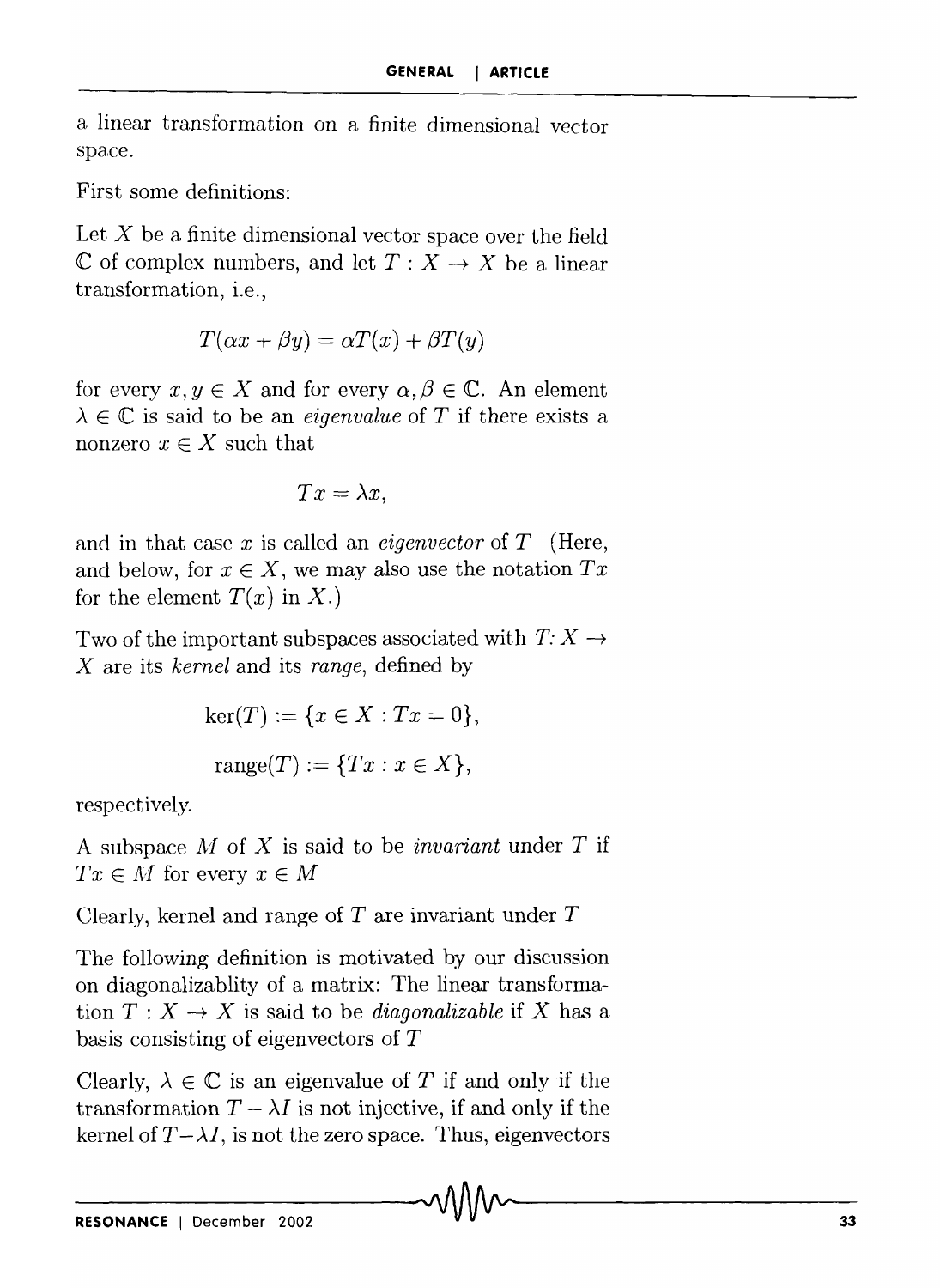a linear transformation on a finite dimensional vector space.

First some definitions:

Let $X$ be a finite dimensional vector space over the field $\mathbb{C}$ of complex numbers, and let $T : X \to X$ be a linear transformation, i.e.,

$$T(\alpha x + \beta y) = \alpha T(x) + \beta T(y)$$

for every $x, y \in X$ and for every $\alpha, \beta \in \mathbb{C}$. An element $\lambda \in \mathbb{C}$ is said to be an *eigenvalue* of $T$ if there exists a nonzero $x \in X$ such that

$$Tx = \lambda x,$$

and in that case $x$ is called an *eigenvector* of $T$ (Here, and below, for $x \in X$, we may also use the notation $Tx$ for the element $T(x)$ in $X$.)

Two of the important subspaces associated with $T: X \to X$ are its *kernel* and its *range*, defined by

$$\ker(T) := \{x \in X : Tx = 0\},$$

$$\text{range}(T) := \{Tx : x \in X\},$$

respectively.

A subspace $M$ of $X$ is said to be *invariant* under $T$ if $Tx \in M$ for every $x \in M$

Clearly, kernel and range of $T$ are invariant under $T$

The following definition is motivated by our discussion on diagonalizablity of a matrix: The linear transformation $T : X \to X$ is said to be *diagonalizable* if $X$ has a basis consisting of eigenvectors of $T$

Clearly, $\lambda \in \mathbb{C}$ is an eigenvalue of $T$ if and only if the transformation $T - \lambda I$ is not injective, if and only if the kernel of $T - \lambda I$, is not the zero space. Thus, eigenvectors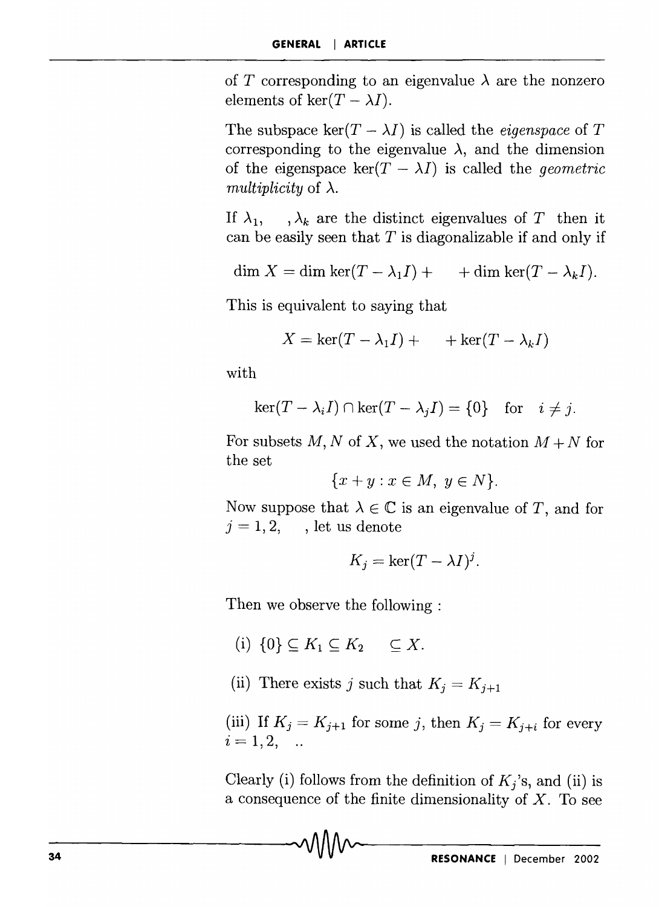of $T$ corresponding to an eigenvalue $\lambda$ are the nonzero elements of $\ker(T - \lambda I)$.

The subspace $\ker(T - \lambda I)$ is called the *eigenspace* of $T$ corresponding to the eigenvalue $\lambda$, and the dimension of the eigenspace $\ker(T - \lambda I)$ is called the *geometric multiplicity* of $\lambda$.

If $\lambda_1, \quad, \lambda_k$ are the distinct eigenvalues of $T$ then it can be easily seen that $T$ is diagonalizable if and only if

$$\dim X = \dim \ker(T - \lambda_1 I) + \quad + \dim \ker(T - \lambda_k I).$$

This is equivalent to saying that

$$X = \ker(T - \lambda_1 I) + \quad + \ker(T - \lambda_k I)$$

with

$$\ker(T - \lambda_i I) \cap \ker(T - \lambda_j I) = \{0\} \quad \text{for} \quad i \neq j.$$

For subsets $M, N$ of $X$, we used the notation $M + N$ for the set

$$\{x + y : x \in M, \ y \in N\}.$$

Now suppose that $\lambda \in \mathbb{C}$ is an eigenvalue of $T$, and for $j = 1, 2, \quad$, let us denote

$$K_j = \ker(T - \lambda I)^j.$$

Then we observe the following :

(i) $\{0\} \subseteq K_1 \subseteq K_2 \quad \subseteq X$.

(ii) There exists $j$ such that $K_j = K_{j+1}$

(iii) If $K_j = K_{j+1}$ for some $j$, then $K_j = K_{j+i}$ for every $i = 1, 2, \quad ..$

Clearly (i) follows from the definition of $K_j$'s, and (ii) is a consequence of the finite dimensionality of $X$. To see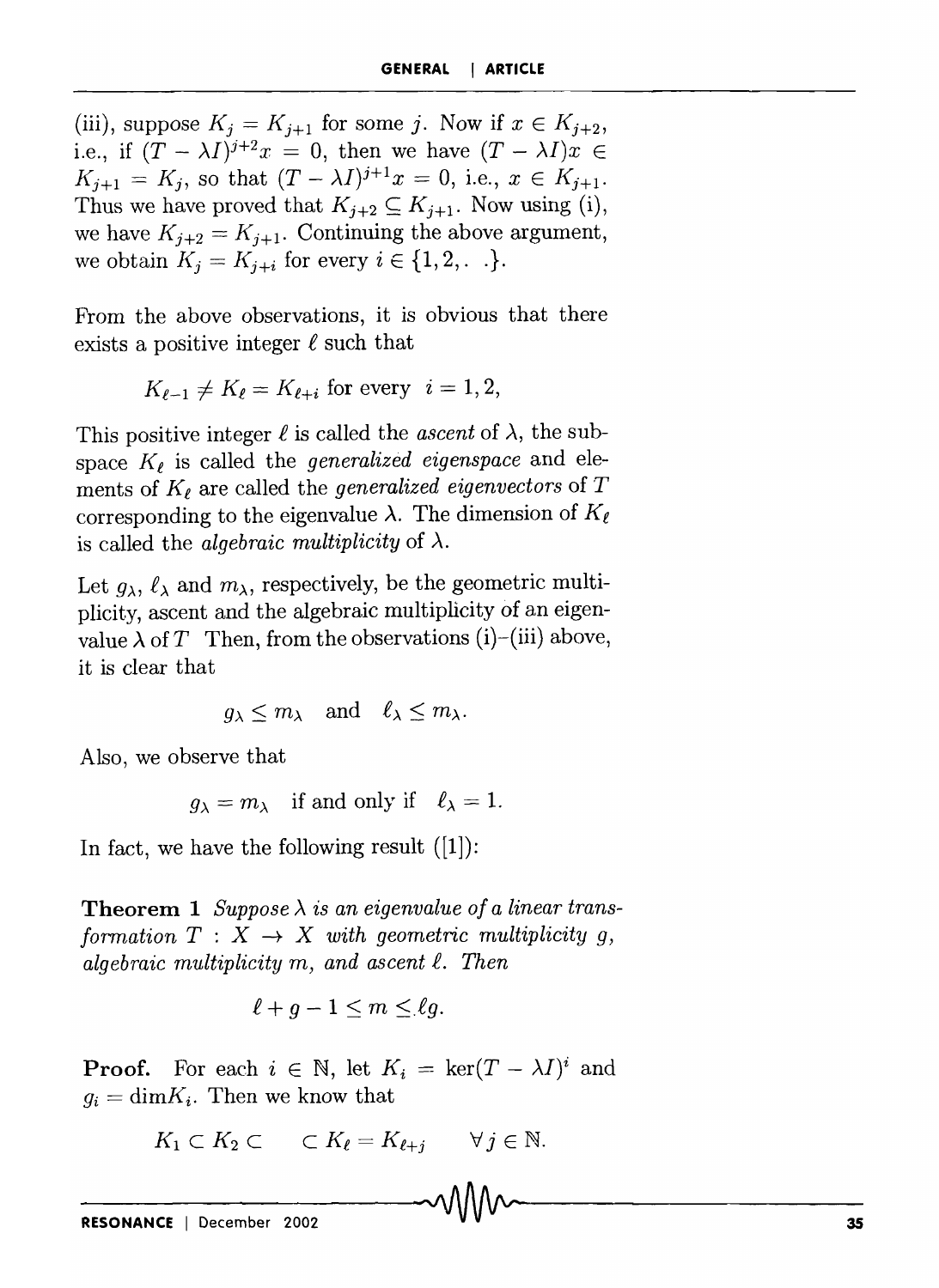(iii), suppose $K_j = K_{j+1}$ for some $j$. Now if $x \in K_{j+2}$, i.e., if $(T - \lambda I)^{j+2}x = 0$, then we have $(T - \lambda I)x \in K_{j+1} = K_j$, so that $(T - \lambda I)^{j+1}x = 0$, i.e., $x \in K_{j+1}$. Thus we have proved that $K_{j+2} \subseteq K_{j+1}$. Now using (i), we have $K_{j+2} = K_{j+1}$. Continuing the above argument, we obtain $K_j = K_{j+i}$ for every $i \in \{1, 2, . \ .\}$.

From the above observations, it is obvious that there exists a positive integer $\ell$ such that

$$K_{\ell-1} \neq K_\ell = K_{\ell+i} \text{ for every } \ i = 1, 2,$$

This positive integer $\ell$ is called the *ascent* of $\lambda$, the subspace $K_\ell$ is called the *generalized eigenspace* and elements of $K_\ell$ are called the *generalized eigenvectors* of $T$ corresponding to the eigenvalue $\lambda$. The dimension of $K_\ell$ is called the *algebraic multiplicity* of $\lambda$.

Let $g_\lambda$, $\ell_\lambda$ and $m_\lambda$, respectively, be the geometric multiplicity, ascent and the algebraic multiplicity of an eigenvalue $\lambda$ of $T$ Then, from the observations (i)–(iii) above, it is clear that

$$g_\lambda \leq m_\lambda \quad \text{and} \quad \ell_\lambda \leq m_\lambda.$$

Also, we observe that

$$g_\lambda = m_\lambda \quad \text{if and only if} \quad \ell_\lambda = 1.$$

In fact, we have the following result ([1]):

**Theorem 1** *Suppose $\lambda$ is an eigenvalue of a linear transformation $T : X \to X$ with geometric multiplicity $g$, algebraic multiplicity $m$, and ascent $\ell$. Then*

$$\ell + g - 1 \leq m \leq \ell g.$$

**Proof.** For each $i \in \mathbb{N}$, let $K_i = \ker(T - \lambda I)^i$ and $g_i = \dim K_i$. Then we know that

$$K_1 \subset K_2 \subset \quad \subset K_\ell = K_{\ell+j} \qquad \forall j \in \mathbb{N}.$$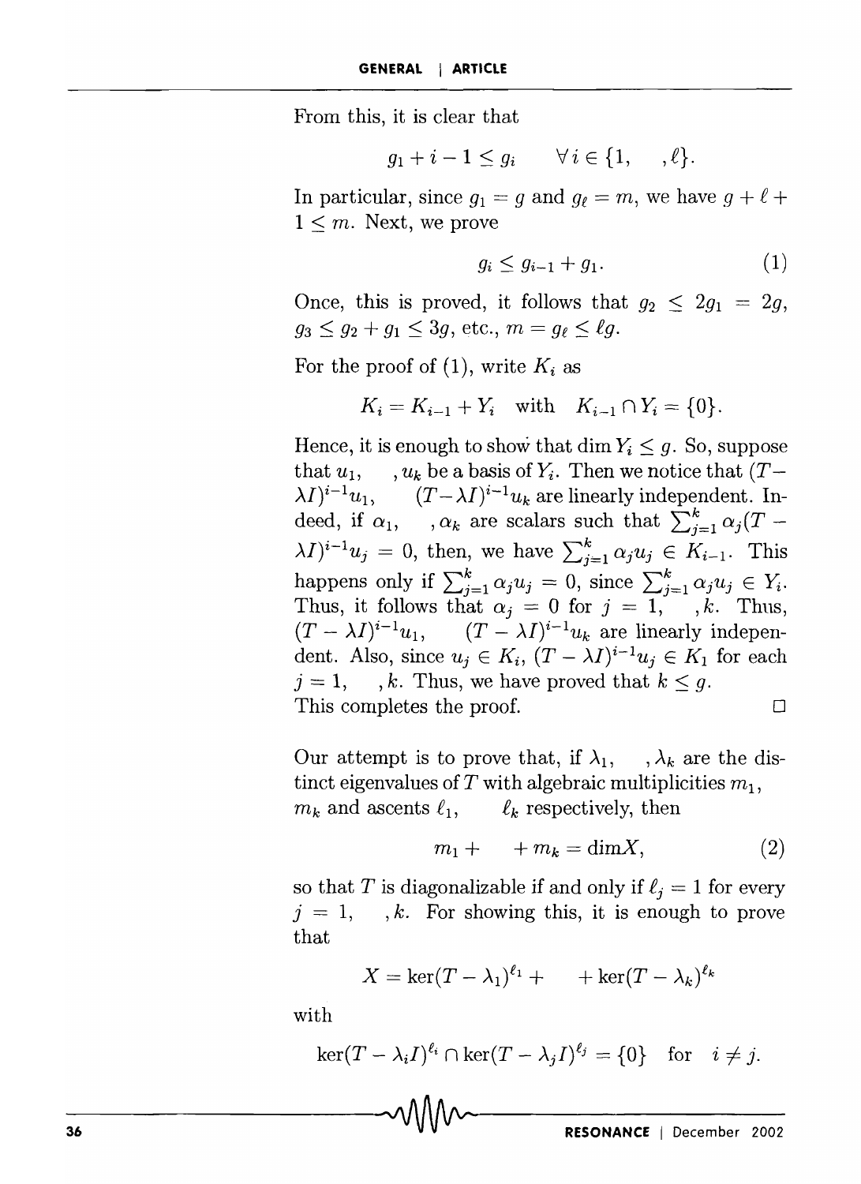From this, it is clear that

$$g_1 + i - 1 \leq g_i \qquad \forall i \in \{1, \quad , \ell\}.$$

In particular, since $g_1 = g$ and $g_\ell = m$, we have $g + \ell + 1 \leq m$. Next, we prove

$$g_i \leq g_{i-1} + g_1. \tag{1}$$

Once, this is proved, it follows that $g_2 \leq 2g_1 = 2g$, $g_3 \leq g_2 + g_1 \leq 3g$, etc., $m = g_\ell \leq \ell g$.

For the proof of (1), write $K_i$ as

$$K_i = K_{i-1} + Y_i \quad \text{with} \quad K_{i-1} \cap Y_i = \{0\}.$$

Hence, it is enough to show that $\dim Y_i \leq g$. So, suppose that $u_1, \quad , u_k$ be a basis of $Y_i$. Then we notice that $(T-\lambda I)^{i-1}u_1, \quad (T-\lambda I)^{i-1}u_k$ are linearly independent. Indeed, if $\alpha_1, \quad , \alpha_k$ are scalars such that $\sum_{j=1}^{k} \alpha_j (T - \lambda I)^{i-1} u_j = 0$, then, we have $\sum_{j=1}^{k} \alpha_j u_j \in K_{i-1}$. This happens only if $\sum_{j=1}^{k} \alpha_j u_j = 0$, since $\sum_{j=1}^{k} \alpha_j u_j \in Y_i$. Thus, it follows that $\alpha_j = 0$ for $j = 1, \quad , k$. Thus, $(T - \lambda I)^{i-1}u_1, \quad (T - \lambda I)^{i-1}u_k$ are linearly independent. Also, since $u_j \in K_i$, $(T - \lambda I)^{i-1}u_j \in K_1$ for each $j = 1, \quad , k$. Thus, we have proved that $k \leq g$.
This completes the proof. □

Our attempt is to prove that, if $\lambda_1, \quad , \lambda_k$ are the distinct eigenvalues of $T$ with algebraic multiplicities $m_1$, $m_k$ and ascents $\ell_1, \quad \ell_k$ respectively, then

$$m_1 + \quad + m_k = \dim X, \tag{2}$$

so that $T$ is diagonalizable if and only if $\ell_j = 1$ for every $j = 1, \quad , k$. For showing this, it is enough to prove that

$$X = \ker(T - \lambda_1)^{\ell_1} + \quad + \ker(T - \lambda_k)^{\ell_k}$$

with

$$\ker(T - \lambda_i I)^{\ell_i} \cap \ker(T - \lambda_j I)^{\ell_j} = \{0\} \quad \text{for} \quad i \neq j.$$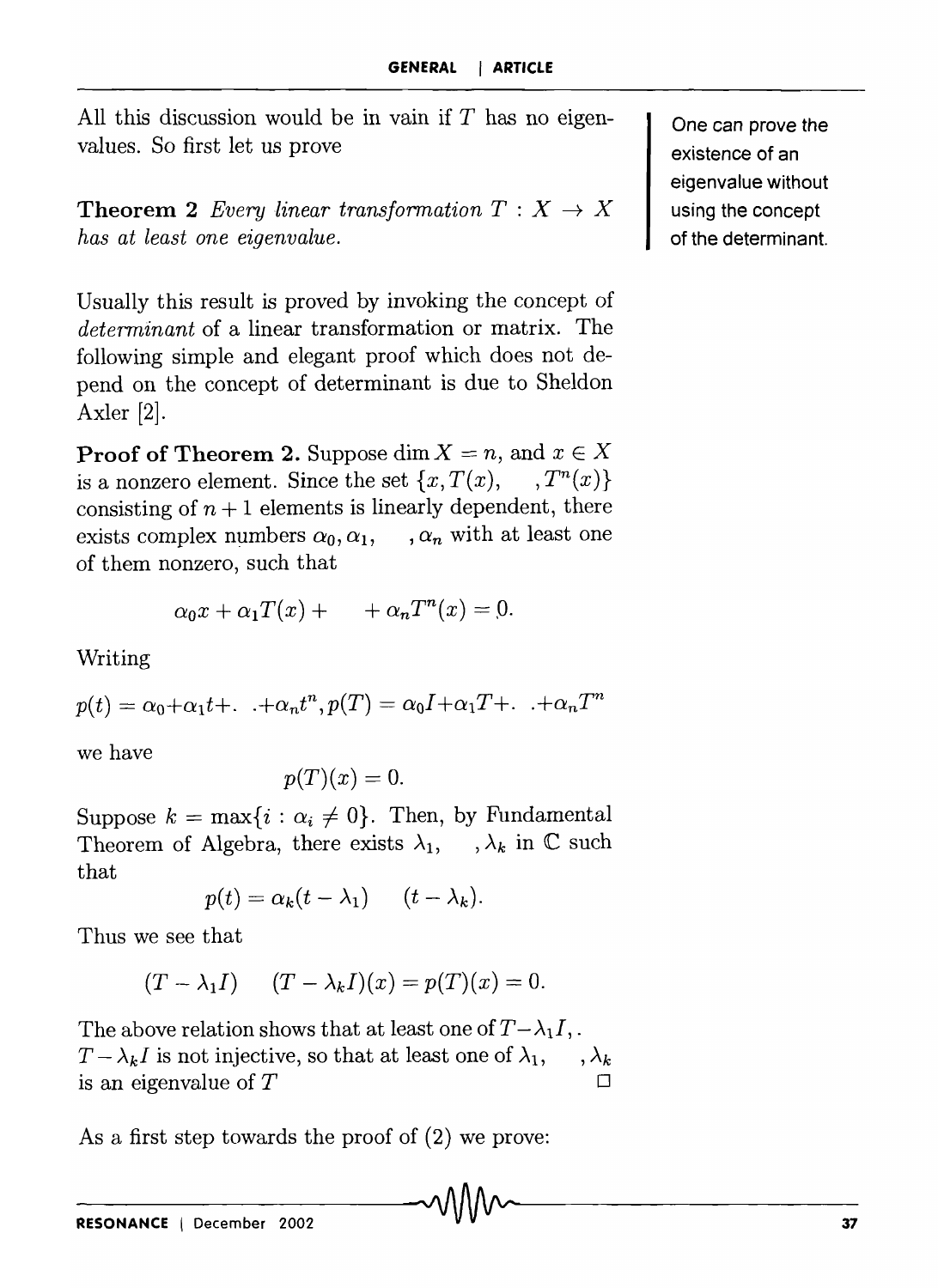All this discussion would be in vain if $T$ has no eigenvalues. So first let us prove

One can prove the existence of an eigenvalue without using the concept of the determinant.

**Theorem 2** *Every linear transformation $T : X \to X$ has at least one eigenvalue.*

Usually this result is proved by invoking the concept of *determinant* of a linear transformation or matrix. The following simple and elegant proof which does not depend on the concept of determinant is due to Sheldon Axler [2].

**Proof of Theorem 2.** Suppose $\dim X = n$, and $x \in X$ is a nonzero element. Since the set $\{x, T(x), \quad , T^n(x)\}$ consisting of $n+1$ elements is linearly dependent, there exists complex numbers $\alpha_0, \alpha_1, \quad , \alpha_n$ with at least one of them nonzero, such that

$$\alpha_0 x + \alpha_1 T(x) + \quad + \alpha_n T^n(x) = 0.$$

Writing

$$p(t) = \alpha_0 + \alpha_1 t + . \; . + \alpha_n t^n, p(T) = \alpha_0 I + \alpha_1 T + . \; . + \alpha_n T^n$$

we have

$$p(T)(x) = 0.$$

Suppose $k = \max\{i : \alpha_i \neq 0\}$. Then, by Fundamental Theorem of Algebra, there exists $\lambda_1, \quad , \lambda_k$ in $\mathbb{C}$ such that

$$p(t) = \alpha_k (t - \lambda_1) \quad (t - \lambda_k).$$

Thus we see that

$$(T - \lambda_1 I) \quad (T - \lambda_k I)(x) = p(T)(x) = 0.$$

The above relation shows that at least one of $T - \lambda_1 I$, . $T - \lambda_k I$ is not injective, so that at least one of $\lambda_1, \quad , \lambda_k$ is an eigenvalue of $T$ □

As a first step towards the proof of (2) we prove: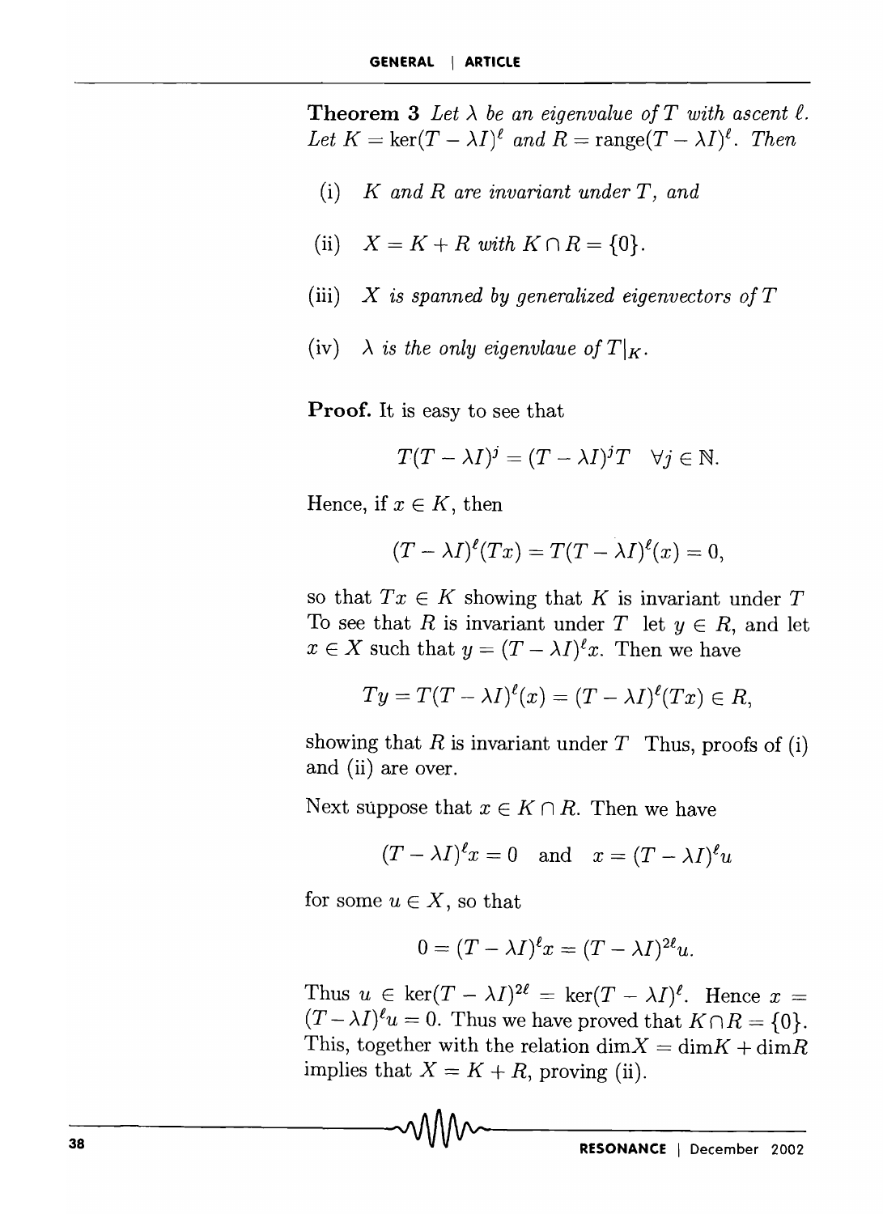**Theorem 3** *Let $\lambda$ be an eigenvalue of $T$ with ascent $\ell$. Let $K = \ker(T - \lambda I)^\ell$ and $R = \text{range}(T - \lambda I)^\ell$. Then*

(i) *$K$ and $R$ are invariant under $T$, and*

(ii) *$X = K + R$ with $K \cap R = \{0\}$.*

(iii) *$X$ is spanned by generalized eigenvectors of $T$*

(iv) *$\lambda$ is the only eigenvlaue of $T|_K$.*

**Proof.** It is easy to see that

$$T(T - \lambda I)^j = (T - \lambda I)^j T \quad \forall j \in \mathbb{N}.$$

Hence, if $x \in K$, then

$$(T - \lambda I)^\ell (Tx) = T(T - \lambda I)^\ell (x) = 0,$$

so that $Tx \in K$ showing that $K$ is invariant under $T$ To see that $R$ is invariant under $T$ let $y \in R$, and let $x \in X$ such that $y = (T - \lambda I)^\ell x$. Then we have

$$Ty = T(T - \lambda I)^\ell (x) = (T - \lambda I)^\ell (Tx) \in R,$$

showing that $R$ is invariant under $T$ Thus, proofs of (i) and (ii) are over.

Next suppose that $x \in K \cap R$. Then we have

$$(T - \lambda I)^\ell x = 0 \quad \text{and} \quad x = (T - \lambda I)^\ell u$$

for some $u \in X$, so that

$$0 = (T - \lambda I)^\ell x = (T - \lambda I)^{2\ell} u.$$

Thus $u \in \ker(T - \lambda I)^{2\ell} = \ker(T - \lambda I)^\ell$. Hence $x = (T - \lambda I)^\ell u = 0$. Thus we have proved that $K \cap R = \{0\}$. This, together with the relation $\dim X = \dim K + \dim R$ implies that $X = K + R$, proving (ii).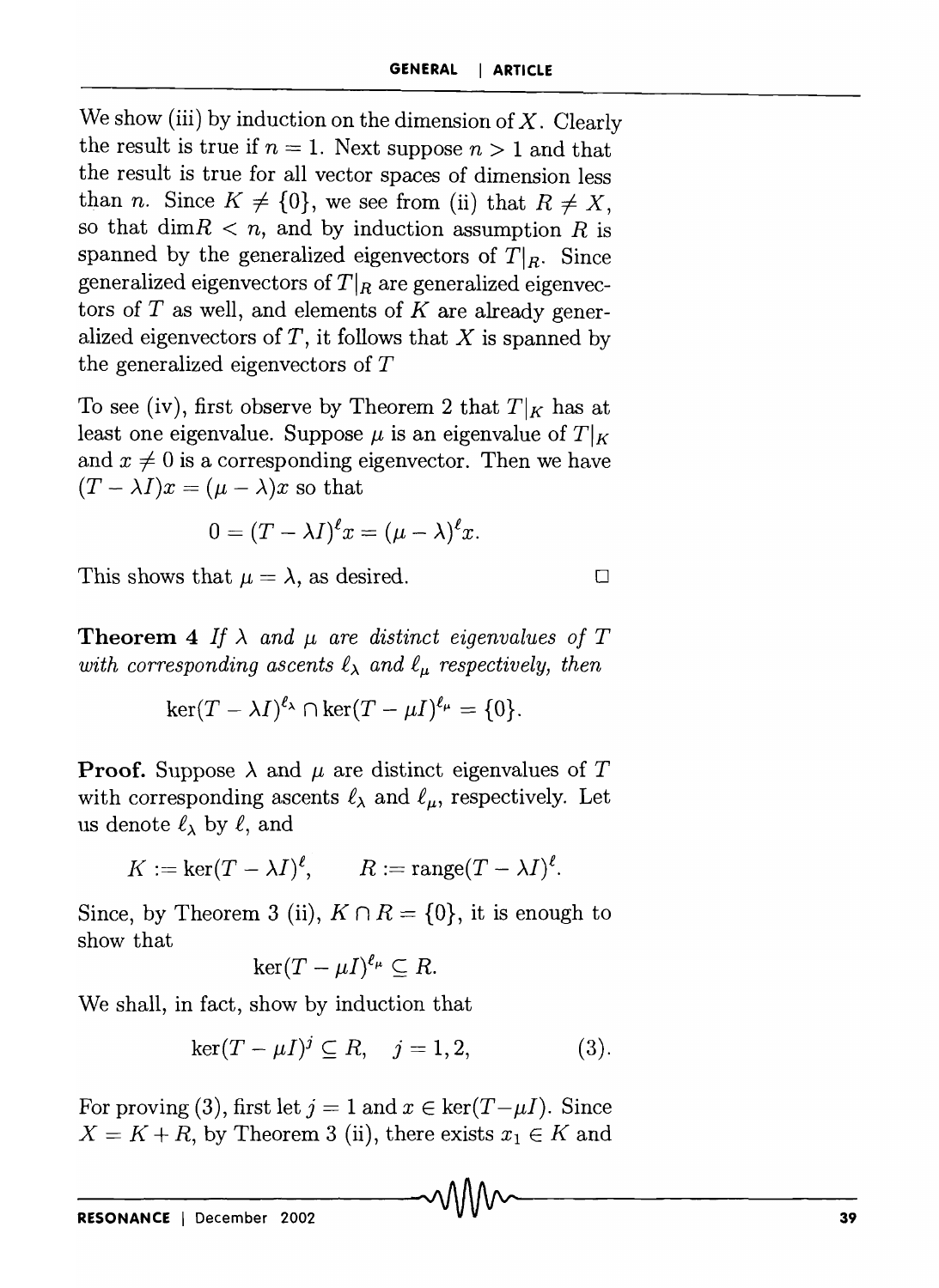We show (iii) by induction on the dimension of $X$. Clearly the result is true if $n = 1$. Next suppose $n > 1$ and that the result is true for all vector spaces of dimension less than $n$. Since $K \neq \{0\}$, we see from (ii) that $R \neq X$, so that $\dim R < n$, and by induction assumption $R$ is spanned by the generalized eigenvectors of $T|_R$. Since generalized eigenvectors of $T|_R$ are generalized eigenvectors of $T$ as well, and elements of $K$ are already generalized eigenvectors of $T$, it follows that $X$ is spanned by the generalized eigenvectors of $T$

To see (iv), first observe by Theorem 2 that $T|_K$ has at least one eigenvalue. Suppose $\mu$ is an eigenvalue of $T|_K$ and $x \neq 0$ is a corresponding eigenvector. Then we have $(T - \lambda I)x = (\mu - \lambda)x$ so that

$$0 = (T - \lambda I)^\ell x = (\mu - \lambda)^\ell x.$$

This shows that $\mu = \lambda$, as desired. □

**Theorem 4** *If $\lambda$ and $\mu$ are distinct eigenvalues of $T$ with corresponding ascents $\ell_\lambda$ and $\ell_\mu$ respectively, then*

$$\ker(T - \lambda I)^{\ell_\lambda} \cap \ker(T - \mu I)^{\ell_\mu} = \{0\}.$$

**Proof.** Suppose $\lambda$ and $\mu$ are distinct eigenvalues of $T$ with corresponding ascents $\ell_\lambda$ and $\ell_\mu$, respectively. Let us denote $\ell_\lambda$ by $\ell$, and

$$K := \ker(T - \lambda I)^\ell, \qquad R := \text{range}(T - \lambda I)^\ell.$$

Since, by Theorem 3 (ii), $K \cap R = \{0\}$, it is enough to show that

$$\ker(T - \mu I)^{\ell_\mu} \subseteq R.$$

We shall, in fact, show by induction that

$$\ker(T - \mu I)^j \subseteq R, \quad j = 1, 2, \qquad (3).$$

For proving (3), first let $j = 1$ and $x \in \ker(T - \mu I)$. Since $X = K + R$, by Theorem 3 (ii), there exists $x_1 \in K$ and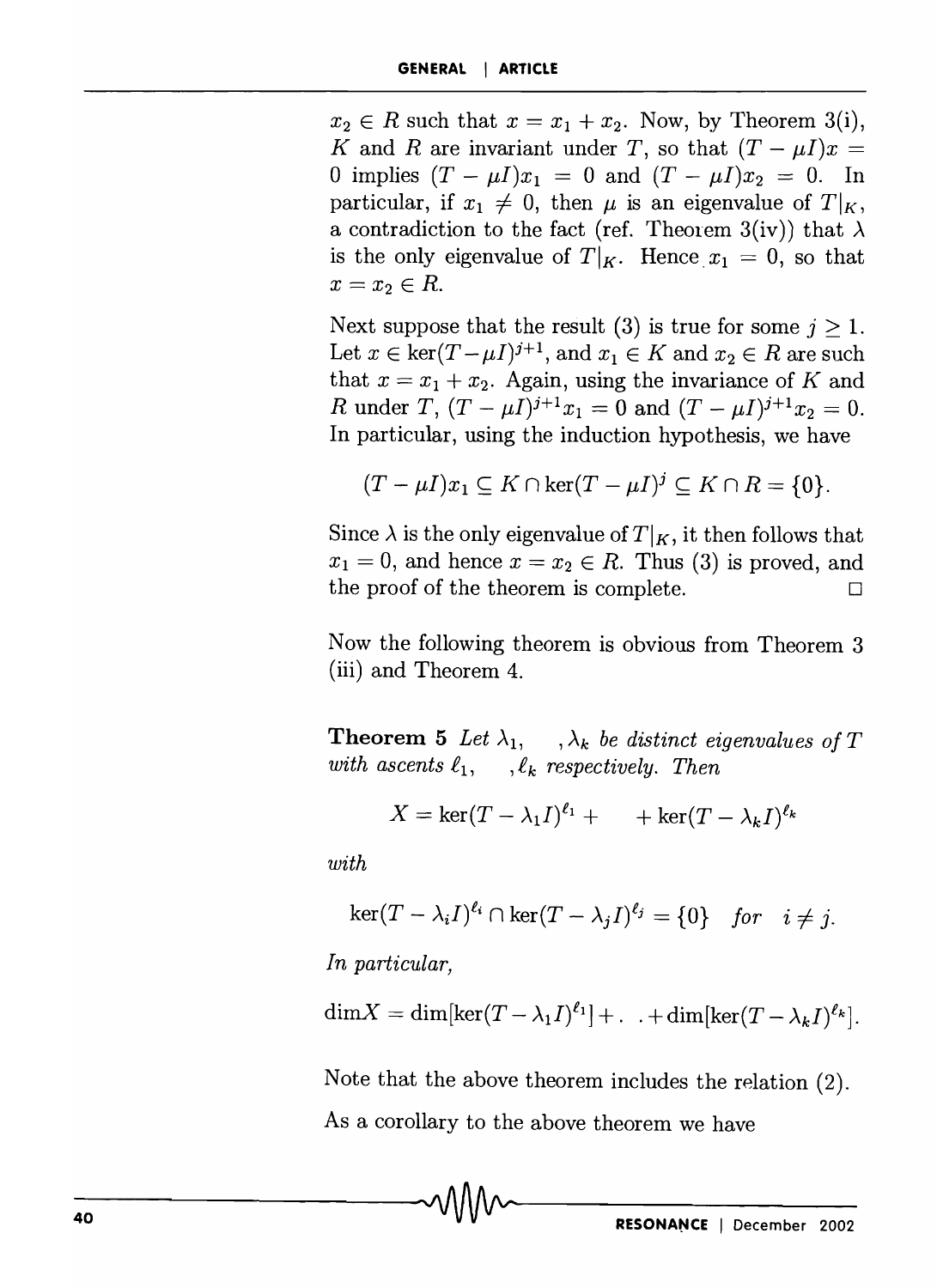$x_2 \in R$ such that $x = x_1 + x_2$. Now, by Theorem 3(i), $K$ and $R$ are invariant under $T$, so that $(T - \mu I)x = 0$ implies $(T - \mu I)x_1 = 0$ and $(T - \mu I)x_2 = 0$. In particular, if $x_1 \neq 0$, then $\mu$ is an eigenvalue of $T|_K$, a contradiction to the fact (ref. Theorem 3(iv)) that $\lambda$ is the only eigenvalue of $T|_K$. Hence $x_1 = 0$, so that $x = x_2 \in R$.

Next suppose that the result (3) is true for some $j \geq 1$. Let $x \in \ker(T - \mu I)^{j+1}$, and $x_1 \in K$ and $x_2 \in R$ are such that $x = x_1 + x_2$. Again, using the invariance of $K$ and $R$ under $T$, $(T - \mu I)^{j+1}x_1 = 0$ and $(T - \mu I)^{j+1}x_2 = 0$. In particular, using the induction hypothesis, we have

$$(T - \mu I)x_1 \subseteq K \cap \ker(T - \mu I)^j \subseteq K \cap R = \{0\}.$$

Since $\lambda$ is the only eigenvalue of $T|_K$, it then follows that $x_1 = 0$, and hence $x = x_2 \in R$. Thus (3) is proved, and the proof of the theorem is complete. □

Now the following theorem is obvious from Theorem 3 (iii) and Theorem 4.

**Theorem 5** *Let* $\lambda_1, \ldots, \lambda_k$ *be distinct eigenvalues of* $T$ *with ascents* $\ell_1, \ldots, \ell_k$ *respectively. Then*

$$X = \ker(T - \lambda_1 I)^{\ell_1} + \cdots + \ker(T - \lambda_k I)^{\ell_k}$$

*with*

$$\ker(T - \lambda_i I)^{\ell_i} \cap \ker(T - \lambda_j I)^{\ell_j} = \{0\} \quad \text{for} \quad i \neq j.$$

*In particular,*

$$\dim X = \dim[\ker(T - \lambda_1 I)^{\ell_1}] + \ldots + \dim[\ker(T - \lambda_k I)^{\ell_k}].$$

Note that the above theorem includes the relation (2).

As a corollary to the above theorem we have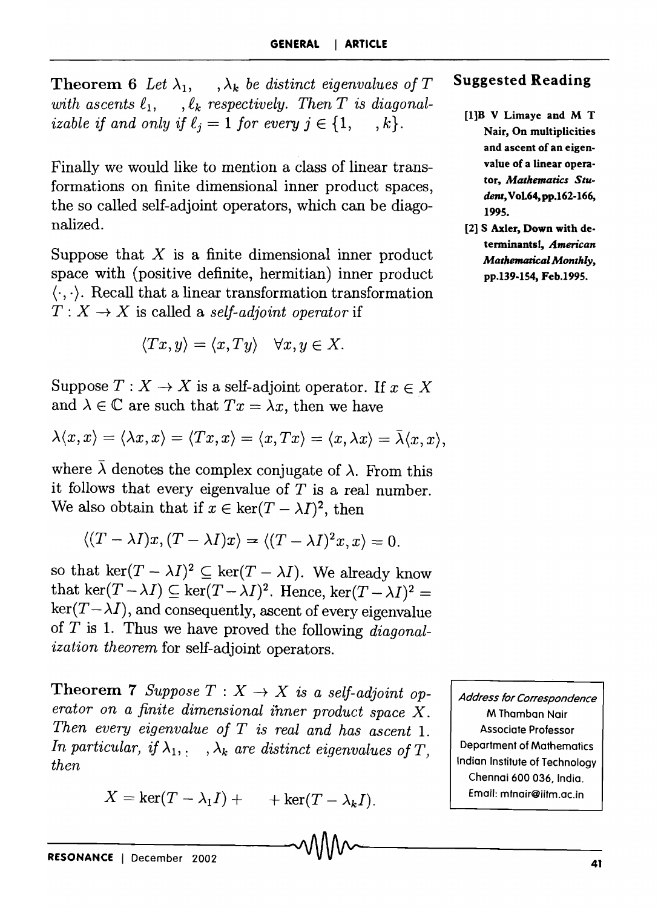**Theorem 6** *Let $\lambda_1, \ldots, \lambda_k$ be distinct eigenvalues of $T$ with ascents $\ell_1, \ldots, \ell_k$ respectively. Then $T$ is diagonalizable if and only if $\ell_j = 1$ for every $j \in \{1, \ldots, k\}$.*

Finally we would like to mention a class of linear transformations on finite dimensional inner product spaces, the so called self-adjoint operators, which can be diagonalized.

Suppose that $X$ is a finite dimensional inner product space with (positive definite, hermitian) inner product $\langle \cdot, \cdot \rangle$. Recall that a linear transformation transformation $T : X \to X$ is called a *self-adjoint operator* if

$$\langle Tx, y \rangle = \langle x, Ty \rangle \quad \forall x, y \in X.$$

Suppose $T : X \to X$ is a self-adjoint operator. If $x \in X$ and $\lambda \in \mathbb{C}$ are such that $Tx = \lambda x$, then we have

$$\lambda \langle x, x \rangle = \langle \lambda x, x \rangle = \langle Tx, x \rangle = \langle x, Tx \rangle = \langle x, \lambda x \rangle = \bar{\lambda} \langle x, x \rangle,$$

where $\bar{\lambda}$ denotes the complex conjugate of $\lambda$. From this it follows that every eigenvalue of $T$ is a real number. We also obtain that if $x \in \ker(T - \lambda I)^2$, then

$$\langle (T - \lambda I)x, (T - \lambda I)x \rangle = \langle (T - \lambda I)^2 x, x \rangle = 0.$$

so that $\ker(T - \lambda I)^2 \subseteq \ker(T - \lambda I)$. We already know that $\ker(T - \lambda I) \subseteq \ker(T - \lambda I)^2$. Hence, $\ker(T - \lambda I)^2 = \ker(T - \lambda I)$, and consequently, ascent of every eigenvalue of $T$ is 1. Thus we have proved the following *diagonalization theorem* for self-adjoint operators.

**Theorem 7** *Suppose $T : X \to X$ is a self-adjoint operator on a finite dimensional inner product space $X$. Then every eigenvalue of $T$ is real and has ascent 1. In particular, if $\lambda_1, \ldots, \lambda_k$ are distinct eigenvalues of $T$, then*

$$X = \ker(T - \lambda_1 I) + \cdots + \ker(T - \lambda_k I).$$

## Suggested Reading

[1] B V Limaye and M T Nair, On multiplicities and ascent of an eigenvalue of a linear operator, *Mathematics Student*, Vol.64, pp.162-166, 1995.

[2] S Axler, Down with determinants!, *American Mathematical Monthly*, pp.139-154, Feb.1995.

*Address for Correspondence*
M Thamban Nair
Associate Professor
Department of Mathematics
Indian Institute of Technology
Chennai 600 036, India.
Email: mtnair@iitm.ac.in